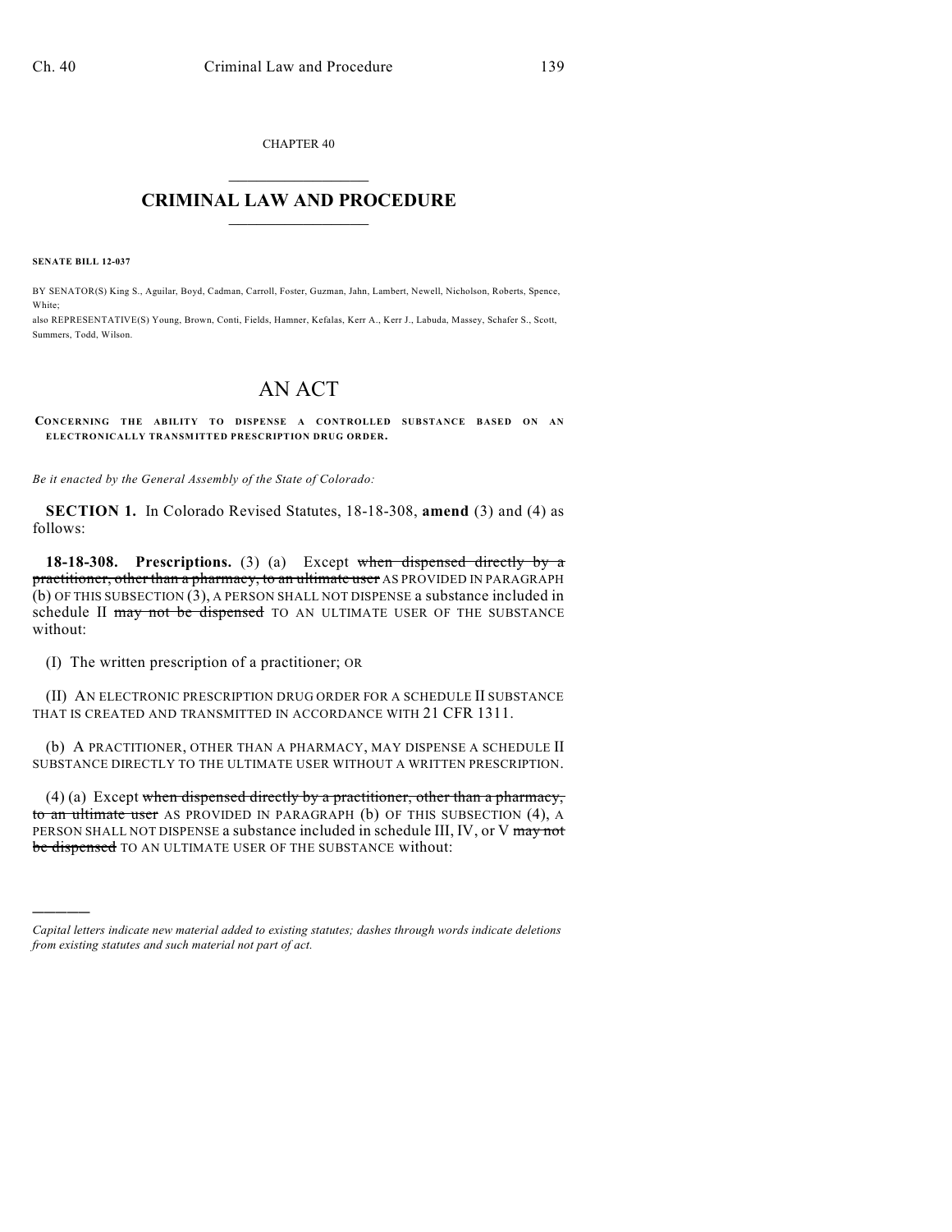CHAPTER 40

# CRIMINAL LAW AND PROCEDURE

**SENATE BILL 12-037**

BY SENATOR(S) King S., Aguilar, Boyd, Cadman, Carroll, Foster, Guzman, Jahn, Lambert, Newell, Nicholson, Roberts, Spence, White;
also REPRESENTATIVE(S) Young, Brown, Conti, Fields, Hamner, Kefalas, Kerr A., Kerr J., Labuda, Massey, Schafer S., Scott, Summers, Todd, Wilson.

# AN ACT

**CONCERNING THE ABILITY TO DISPENSE A CONTROLLED SUBSTANCE BASED ON AN ELECTRONICALLY TRANSMITTED PRESCRIPTION DRUG ORDER.**

*Be it enacted by the General Assembly of the State of Colorado:*

**SECTION 1.** In Colorado Revised Statutes, 18-18-308, **amend** (3) and (4) as follows:

**18-18-308. Prescriptions.** (3) (a) Except ~~when dispensed directly by a practitioner, other than a pharmacy, to an ultimate user~~ AS PROVIDED IN PARAGRAPH (b) OF THIS SUBSECTION (3), A PERSON SHALL NOT DISPENSE a substance included in schedule II ~~may not be dispensed~~ TO AN ULTIMATE USER OF THE SUBSTANCE without:

(I) The written prescription of a practitioner; OR

(II) AN ELECTRONIC PRESCRIPTION DRUG ORDER FOR A SCHEDULE II SUBSTANCE THAT IS CREATED AND TRANSMITTED IN ACCORDANCE WITH 21 CFR 1311.

(b) A PRACTITIONER, OTHER THAN A PHARMACY, MAY DISPENSE A SCHEDULE II SUBSTANCE DIRECTLY TO THE ULTIMATE USER WITHOUT A WRITTEN PRESCRIPTION.

(4) (a) Except ~~when dispensed directly by a practitioner, other than a pharmacy, to an ultimate user~~ AS PROVIDED IN PARAGRAPH (b) OF THIS SUBSECTION (4), A PERSON SHALL NOT DISPENSE a substance included in schedule III, IV, or V ~~may not be dispensed~~ TO AN ULTIMATE USER OF THE SUBSTANCE without:

---

*Capital letters indicate new material added to existing statutes; dashes through words indicate deletions from existing statutes and such material not part of act.*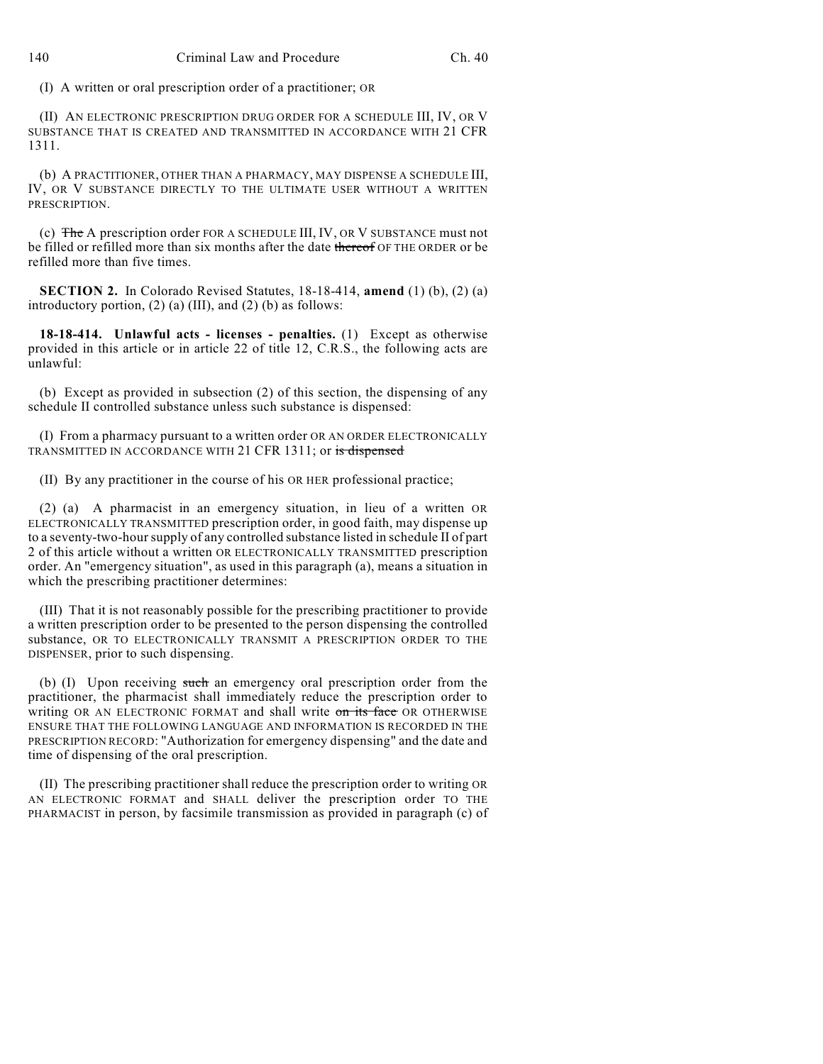(I) A written or oral prescription order of a practitioner; OR

(II) AN ELECTRONIC PRESCRIPTION DRUG ORDER FOR A SCHEDULE III, IV, OR V SUBSTANCE THAT IS CREATED AND TRANSMITTED IN ACCORDANCE WITH 21 CFR 1311.

(b) A PRACTITIONER, OTHER THAN A PHARMACY, MAY DISPENSE A SCHEDULE III, IV, OR V SUBSTANCE DIRECTLY TO THE ULTIMATE USER WITHOUT A WRITTEN PRESCRIPTION.

(c) ~~The~~ A prescription order FOR A SCHEDULE III, IV, OR V SUBSTANCE must not be filled or refilled more than six months after the date ~~thereof~~ OF THE ORDER or be refilled more than five times.

**SECTION 2.** In Colorado Revised Statutes, 18-18-414, **amend** (1) (b), (2) (a) introductory portion, (2) (a) (III), and (2) (b) as follows:

**18-18-414. Unlawful acts - licenses - penalties.** (1) Except as otherwise provided in this article or in article 22 of title 12, C.R.S., the following acts are unlawful:

(b) Except as provided in subsection (2) of this section, the dispensing of any schedule II controlled substance unless such substance is dispensed:

(I) From a pharmacy pursuant to a written order OR AN ORDER ELECTRONICALLY TRANSMITTED IN ACCORDANCE WITH 21 CFR 1311; or ~~is dispensed~~

(II) By any practitioner in the course of his OR HER professional practice;

(2) (a) A pharmacist in an emergency situation, in lieu of a written OR ELECTRONICALLY TRANSMITTED prescription order, in good faith, may dispense up to a seventy-two-hour supply of any controlled substance listed in schedule II of part 2 of this article without a written OR ELECTRONICALLY TRANSMITTED prescription order. An "emergency situation", as used in this paragraph (a), means a situation in which the prescribing practitioner determines:

(III) That it is not reasonably possible for the prescribing practitioner to provide a written prescription order to be presented to the person dispensing the controlled substance, OR TO ELECTRONICALLY TRANSMIT A PRESCRIPTION ORDER TO THE DISPENSER, prior to such dispensing.

(b) (I) Upon receiving ~~such~~ an emergency oral prescription order from the practitioner, the pharmacist shall immediately reduce the prescription order to writing OR AN ELECTRONIC FORMAT and shall write ~~on its face~~ OR OTHERWISE ENSURE THAT THE FOLLOWING LANGUAGE AND INFORMATION IS RECORDED IN THE PRESCRIPTION RECORD: "Authorization for emergency dispensing" and the date and time of dispensing of the oral prescription.

(II) The prescribing practitioner shall reduce the prescription order to writing OR AN ELECTRONIC FORMAT and SHALL deliver the prescription order TO THE PHARMACIST in person, by facsimile transmission as provided in paragraph (c) of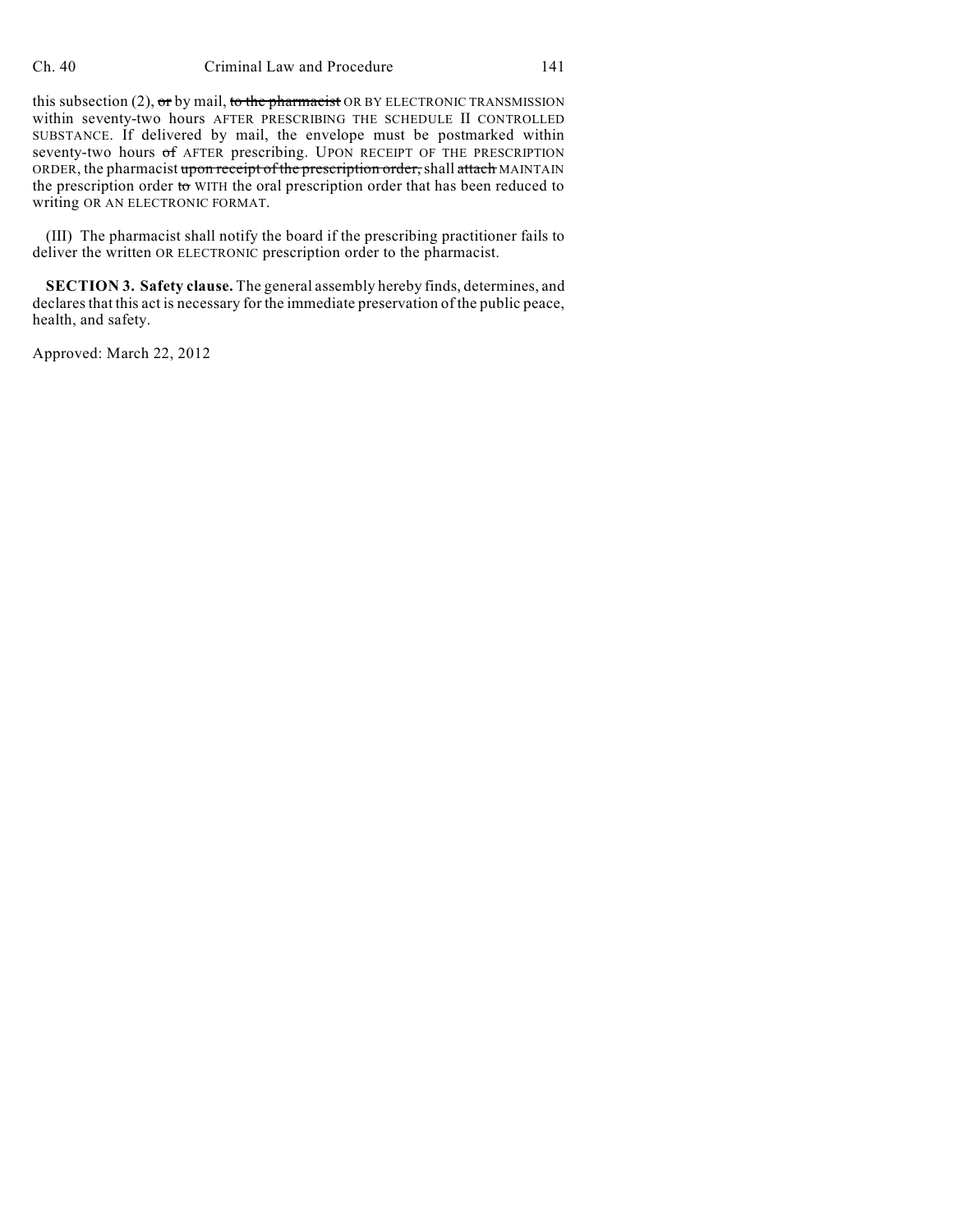this subsection (2), ~~or~~ by mail, ~~to the pharmacist~~ OR BY ELECTRONIC TRANSMISSION within seventy-two hours AFTER PRESCRIBING THE SCHEDULE II CONTROLLED SUBSTANCE. If delivered by mail, the envelope must be postmarked within seventy-two hours ~~of~~ AFTER prescribing. UPON RECEIPT OF THE PRESCRIPTION ORDER, the pharmacist ~~upon receipt of the prescription order,~~ shall ~~attach~~ MAINTAIN the prescription order ~~to~~ WITH the oral prescription order that has been reduced to writing OR AN ELECTRONIC FORMAT.

(III) The pharmacist shall notify the board if the prescribing practitioner fails to deliver the written OR ELECTRONIC prescription order to the pharmacist.

**SECTION 3. Safety clause.** The general assembly hereby finds, determines, and declares that this act is necessary for the immediate preservation of the public peace, health, and safety.

Approved: March 22, 2012